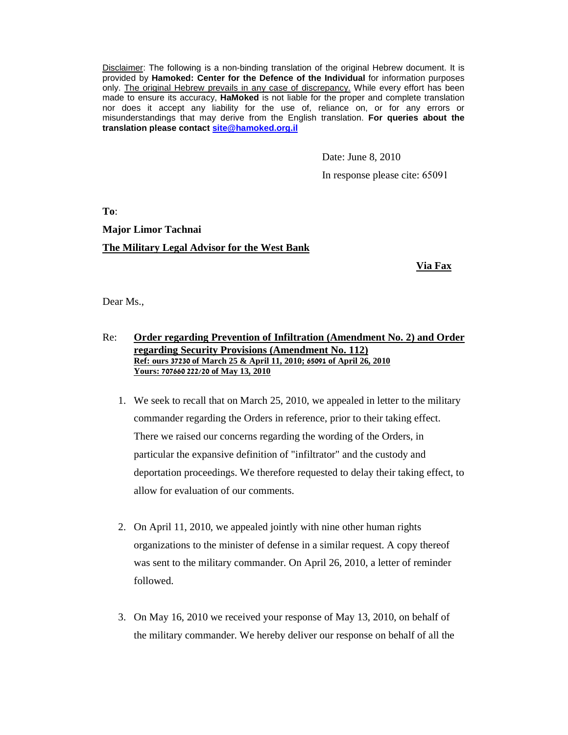<u>Disclaimer</u>: The following is a non-binding translation of the original Hebrew document. It is provided by **Hamoked: Center for the Defence of the Individual** for information purposes only. <u>The original Hebrew prevails in any case of discrepancy.</u> While every effort has been made to ensure its accuracy, **HaMoked** is not liable for the proper and complete translation nor does it accept any liability for the use of, reliance on, or for any errors or misunderstandings that may derive from the English translation. **For queries about the translation please contact [site@hamoked.org.il](mailto:site@hamoked.org.il)**

Date: June 8, 2010

In response please cite: 65091

**To**:

**Major Limor Tachnai**

**<u>The Military Legal Advisor for the West Bank</u>**

**<u>Via Fax</u>**

Dear Ms.,

Re: **<u>Order regarding Prevention of Infiltration (Amendment No. 2) and Order regarding Security Provisions (Amendment No. 112)</u>**
**<u>Ref: ours 37230 of March 25 & April 11, 2010; 65091 of April 26, 2010</u>**
**<u>Yours: 707660 222/20 of May 13, 2010</u>**

1. We seek to recall that on March 25, 2010, we appealed in letter to the military commander regarding the Orders in reference, prior to their taking effect. There we raised our concerns regarding the wording of the Orders, in particular the expansive definition of "infiltrator" and the custody and deportation proceedings. We therefore requested to delay their taking effect, to allow for evaluation of our comments.

2. On April 11, 2010, we appealed jointly with nine other human rights organizations to the minister of defense in a similar request. A copy thereof was sent to the military commander. On April 26, 2010, a letter of reminder followed.

3. On May 16, 2010 we received your response of May 13, 2010, on behalf of the military commander. We hereby deliver our response on behalf of all the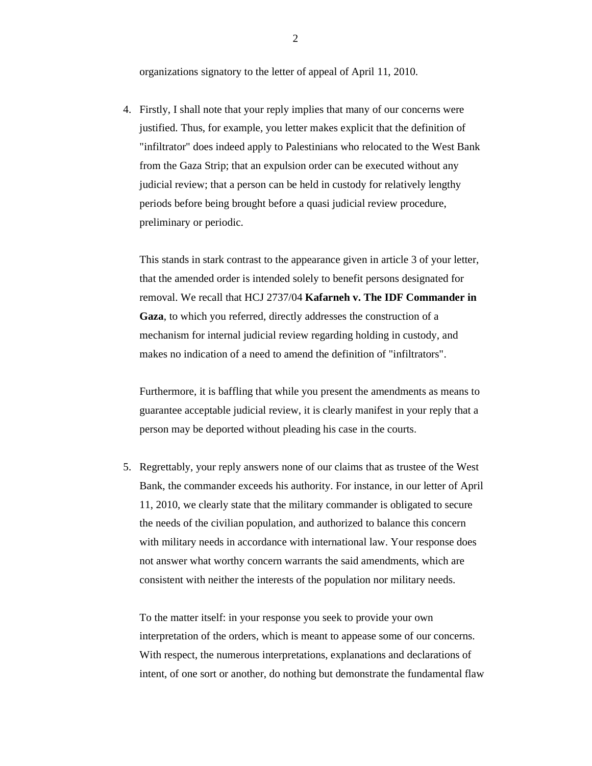organizations signatory to the letter of appeal of April 11, 2010.

4. Firstly, I shall note that your reply implies that many of our concerns were justified. Thus, for example, you letter makes explicit that the definition of "infiltrator" does indeed apply to Palestinians who relocated to the West Bank from the Gaza Strip; that an expulsion order can be executed without any judicial review; that a person can be held in custody for relatively lengthy periods before being brought before a quasi judicial review procedure, preliminary or periodic.

   This stands in stark contrast to the appearance given in article 3 of your letter, that the amended order is intended solely to benefit persons designated for removal. We recall that HCJ 2737/04 **Kafarneh v. The IDF Commander in Gaza**, to which you referred, directly addresses the construction of a mechanism for internal judicial review regarding holding in custody, and makes no indication of a need to amend the definition of "infiltrators".

   Furthermore, it is baffling that while you present the amendments as means to guarantee acceptable judicial review, it is clearly manifest in your reply that a person may be deported without pleading his case in the courts.

5. Regrettably, your reply answers none of our claims that as trustee of the West Bank, the commander exceeds his authority. For instance, in our letter of April 11, 2010, we clearly state that the military commander is obligated to secure the needs of the civilian population, and authorized to balance this concern with military needs in accordance with international law. Your response does not answer what worthy concern warrants the said amendments, which are consistent with neither the interests of the population nor military needs.

   To the matter itself: in your response you seek to provide your own interpretation of the orders, which is meant to appease some of our concerns. With respect, the numerous interpretations, explanations and declarations of intent, of one sort or another, do nothing but demonstrate the fundamental flaw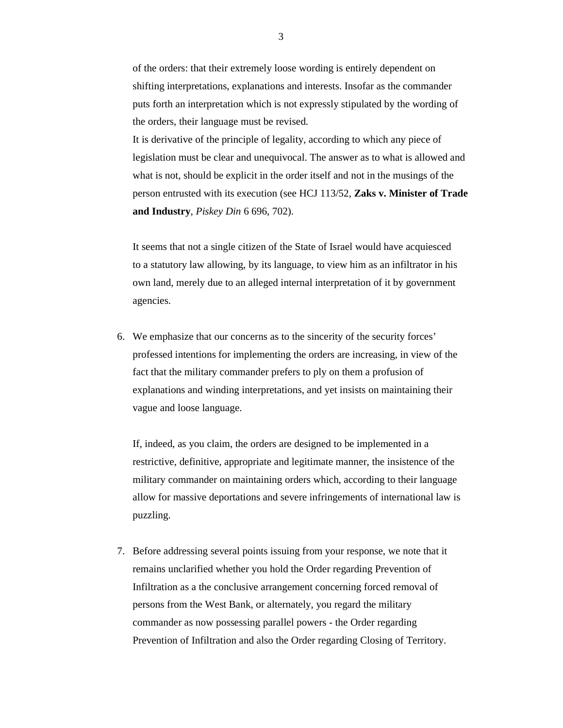of the orders: that their extremely loose wording is entirely dependent on shifting interpretations, explanations and interests. Insofar as the commander puts forth an interpretation which is not expressly stipulated by the wording of the orders, their language must be revised.
It is derivative of the principle of legality, according to which any piece of legislation must be clear and unequivocal. The answer as to what is allowed and what is not, should be explicit in the order itself and not in the musings of the person entrusted with its execution (see HCJ 113/52, **Zaks v. Minister of Trade and Industry**, *Piskey Din* 6 696, 702).

It seems that not a single citizen of the State of Israel would have acquiesced to a statutory law allowing, by its language, to view him as an infiltrator in his own land, merely due to an alleged internal interpretation of it by government agencies.

6. We emphasize that our concerns as to the sincerity of the security forces' professed intentions for implementing the orders are increasing, in view of the fact that the military commander prefers to ply on them a profusion of explanations and winding interpretations, and yet insists on maintaining their vague and loose language.

   If, indeed, as you claim, the orders are designed to be implemented in a restrictive, definitive, appropriate and legitimate manner, the insistence of the military commander on maintaining orders which, according to their language allow for massive deportations and severe infringements of international law is puzzling.

7. Before addressing several points issuing from your response, we note that it remains unclarified whether you hold the Order regarding Prevention of Infiltration as a the conclusive arrangement concerning forced removal of persons from the West Bank, or alternately, you regard the military commander as now possessing parallel powers - the Order regarding Prevention of Infiltration and also the Order regarding Closing of Territory.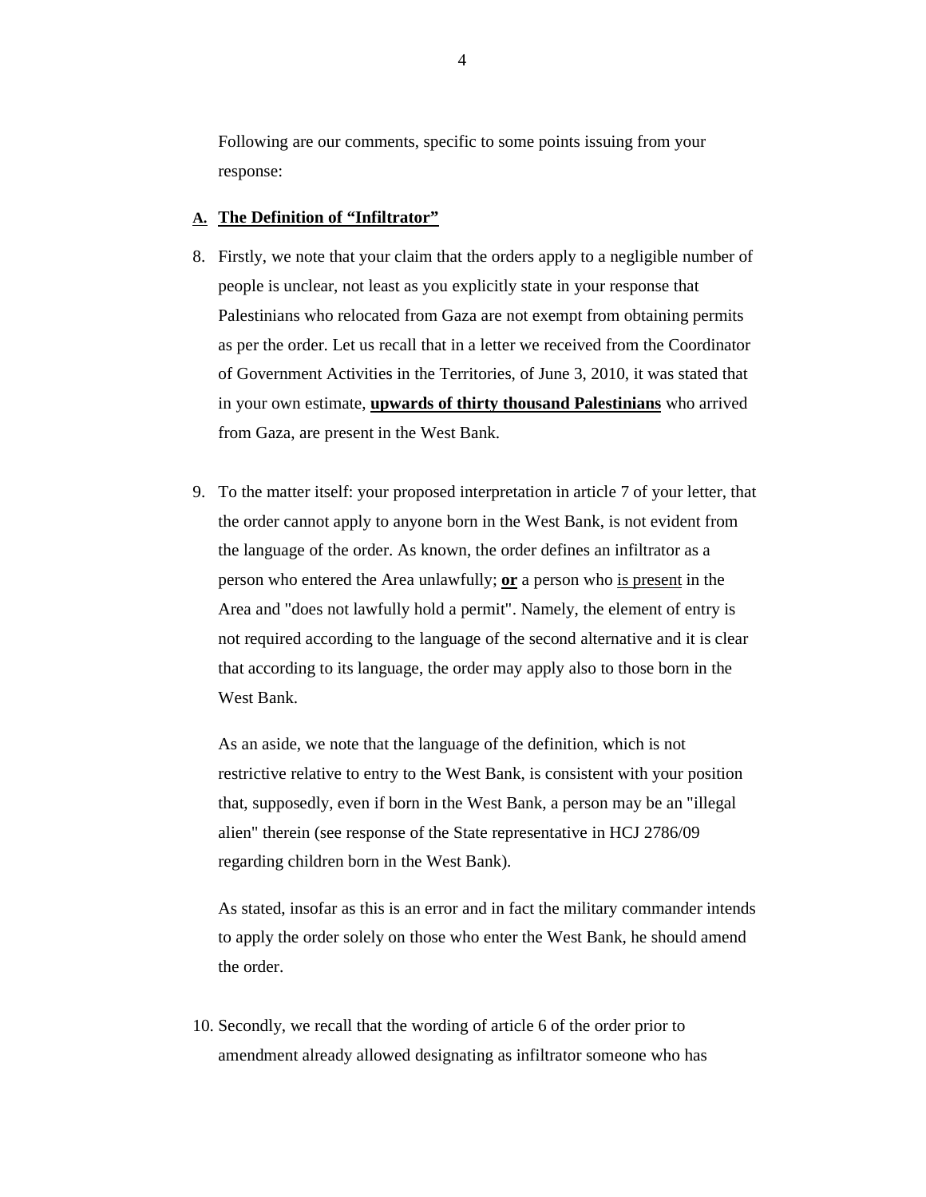Following are our comments, specific to some points issuing from your response:

**A. <u>The Definition of "Infiltrator"</u>**

8. Firstly, we note that your claim that the orders apply to a negligible number of people is unclear, not least as you explicitly state in your response that Palestinians who relocated from Gaza are not exempt from obtaining permits as per the order. Let us recall that in a letter we received from the Coordinator of Government Activities in the Territories, of June 3, 2010, it was stated that in your own estimate, **<u>upwards of thirty thousand Palestinians</u>** who arrived from Gaza, are present in the West Bank.

9. To the matter itself: your proposed interpretation in article 7 of your letter, that the order cannot apply to anyone born in the West Bank, is not evident from the language of the order. As known, the order defines an infiltrator as a person who entered the Area unlawfully; **<u>or</u>** a person who <u>is present</u> in the Area and "does not lawfully hold a permit". Namely, the element of entry is not required according to the language of the second alternative and it is clear that according to its language, the order may apply also to those born in the West Bank.

   As an aside, we note that the language of the definition, which is not restrictive relative to entry to the West Bank, is consistent with your position that, supposedly, even if born in the West Bank, a person may be an "illegal alien" therein (see response of the State representative in HCJ 2786/09 regarding children born in the West Bank).

   As stated, insofar as this is an error and in fact the military commander intends to apply the order solely on those who enter the West Bank, he should amend the order.

10. Secondly, we recall that the wording of article 6 of the order prior to amendment already allowed designating as infiltrator someone who has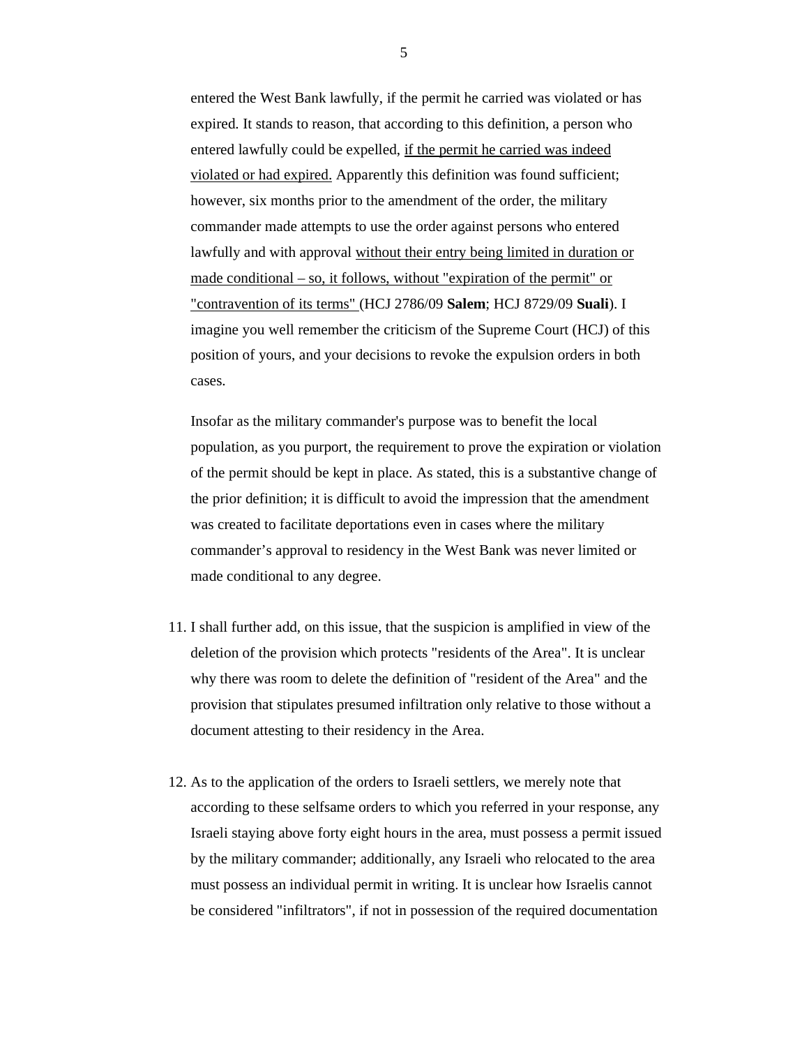entered the West Bank lawfully, if the permit he carried was violated or has expired. It stands to reason, that according to this definition, a person who entered lawfully could be expelled, <u>if the permit he carried was indeed violated or had expired.</u> Apparently this definition was found sufficient; however, six months prior to the amendment of the order, the military commander made attempts to use the order against persons who entered lawfully and with approval <u>without their entry being limited in duration or made conditional – so, it follows, without "expiration of the permit" or "contravention of its terms"</u> (HCJ 2786/09 **Salem**; HCJ 8729/09 **Suali**). I imagine you well remember the criticism of the Supreme Court (HCJ) of this position of yours, and your decisions to revoke the expulsion orders in both cases.

Insofar as the military commander's purpose was to benefit the local population, as you purport, the requirement to prove the expiration or violation of the permit should be kept in place. As stated, this is a substantive change of the prior definition; it is difficult to avoid the impression that the amendment was created to facilitate deportations even in cases where the military commander's approval to residency in the West Bank was never limited or made conditional to any degree.

11. I shall further add, on this issue, that the suspicion is amplified in view of the deletion of the provision which protects "residents of the Area". It is unclear why there was room to delete the definition of "resident of the Area" and the provision that stipulates presumed infiltration only relative to those without a document attesting to their residency in the Area.

12. As to the application of the orders to Israeli settlers, we merely note that according to these selfsame orders to which you referred in your response, any Israeli staying above forty eight hours in the area, must possess a permit issued by the military commander; additionally, any Israeli who relocated to the area must possess an individual permit in writing. It is unclear how Israelis cannot be considered "infiltrators", if not in possession of the required documentation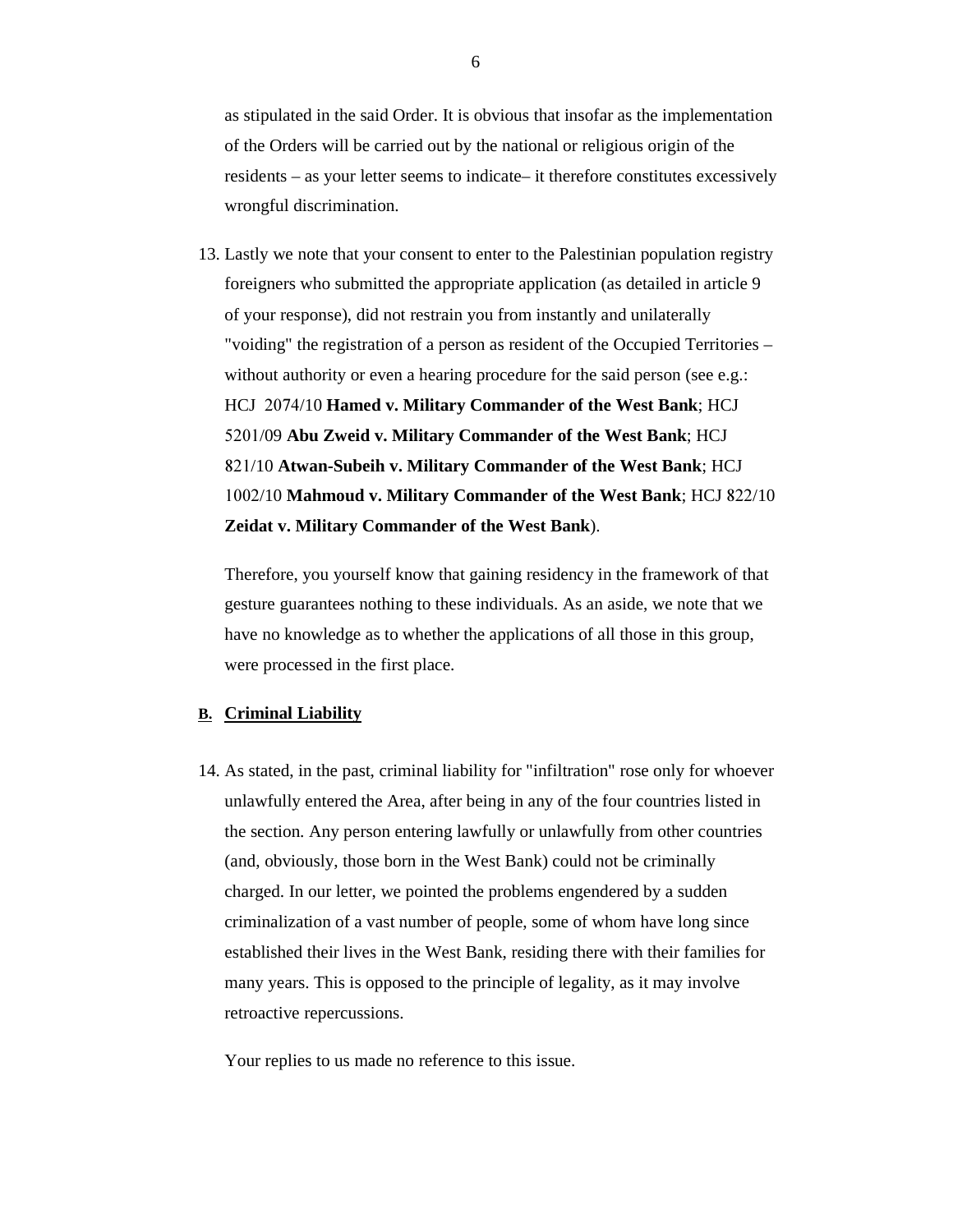as stipulated in the said Order. It is obvious that insofar as the implementation of the Orders will be carried out by the national or religious origin of the residents – as your letter seems to indicate– it therefore constitutes excessively wrongful discrimination.

13. Lastly we note that your consent to enter to the Palestinian population registry foreigners who submitted the appropriate application (as detailed in article 9 of your response), did not restrain you from instantly and unilaterally "voiding" the registration of a person as resident of the Occupied Territories – without authority or even a hearing procedure for the said person (see e.g.: HCJ 2074/10 **Hamed v. Military Commander of the West Bank**; HCJ 5201/09 **Abu Zweid v. Military Commander of the West Bank**; HCJ 821/10 **Atwan-Subeih v. Military Commander of the West Bank**; HCJ 1002/10 **Mahmoud v. Military Commander of the West Bank**; HCJ 822/10 **Zeidat v. Military Commander of the West Bank**).

    Therefore, you yourself know that gaining residency in the framework of that gesture guarantees nothing to these individuals. As an aside, we note that we have no knowledge as to whether the applications of all those in this group, were processed in the first place.

## B. Criminal Liability

14. As stated, in the past, criminal liability for "infiltration" rose only for whoever unlawfully entered the Area, after being in any of the four countries listed in the section. Any person entering lawfully or unlawfully from other countries (and, obviously, those born in the West Bank) could not be criminally charged. In our letter, we pointed the problems engendered by a sudden criminalization of a vast number of people, some of whom have long since established their lives in the West Bank, residing there with their families for many years. This is opposed to the principle of legality, as it may involve retroactive repercussions.

    Your replies to us made no reference to this issue.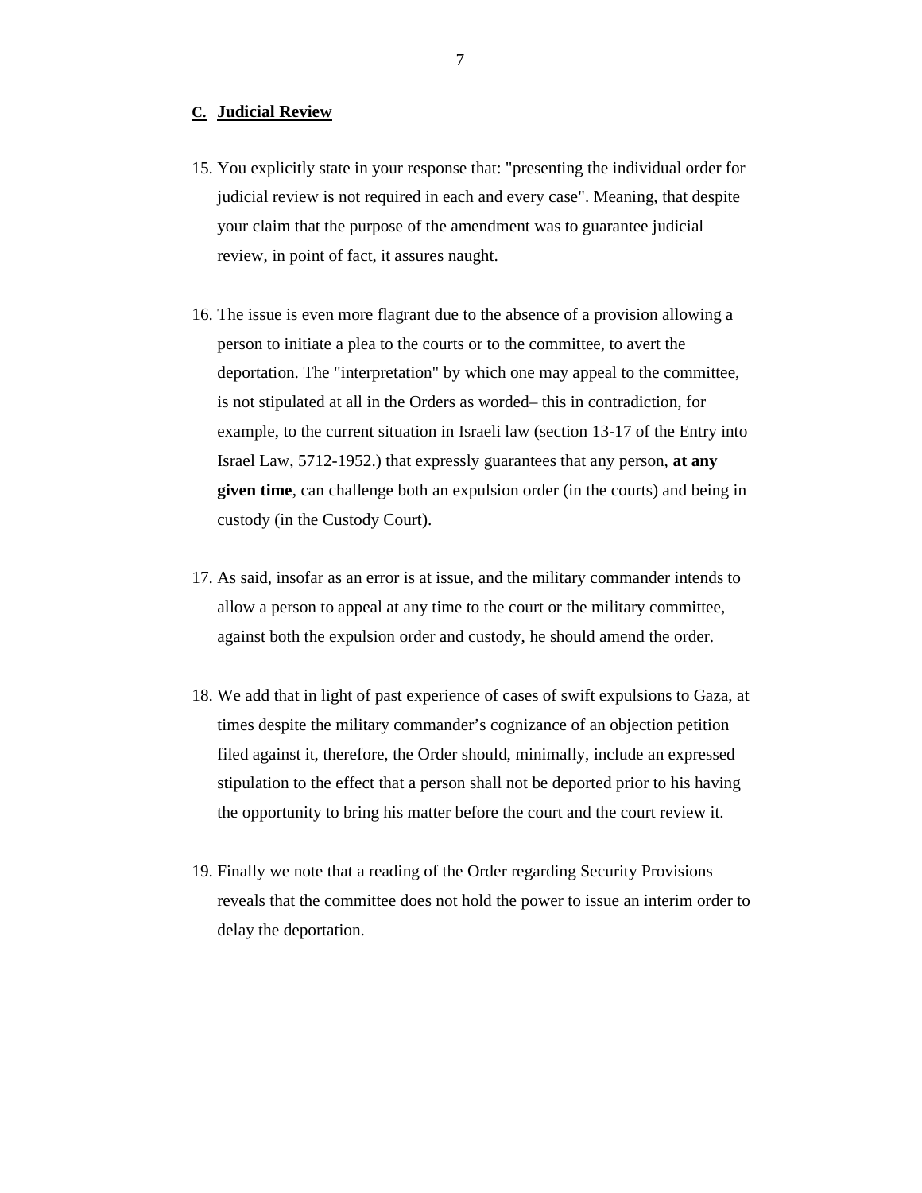## C. Judicial Review

15. You explicitly state in your response that: "presenting the individual order for judicial review is not required in each and every case". Meaning, that despite your claim that the purpose of the amendment was to guarantee judicial review, in point of fact, it assures naught.

16. The issue is even more flagrant due to the absence of a provision allowing a person to initiate a plea to the courts or to the committee, to avert the deportation. The "interpretation" by which one may appeal to the committee, is not stipulated at all in the Orders as worded– this in contradiction, for example, to the current situation in Israeli law (section 13-17 of the Entry into Israel Law, 5712-1952.) that expressly guarantees that any person, **at any given time**, can challenge both an expulsion order (in the courts) and being in custody (in the Custody Court).

17. As said, insofar as an error is at issue, and the military commander intends to allow a person to appeal at any time to the court or the military committee, against both the expulsion order and custody, he should amend the order.

18. We add that in light of past experience of cases of swift expulsions to Gaza, at times despite the military commander's cognizance of an objection petition filed against it, therefore, the Order should, minimally, include an expressed stipulation to the effect that a person shall not be deported prior to his having the opportunity to bring his matter before the court and the court review it.

19. Finally we note that a reading of the Order regarding Security Provisions reveals that the committee does not hold the power to issue an interim order to delay the deportation.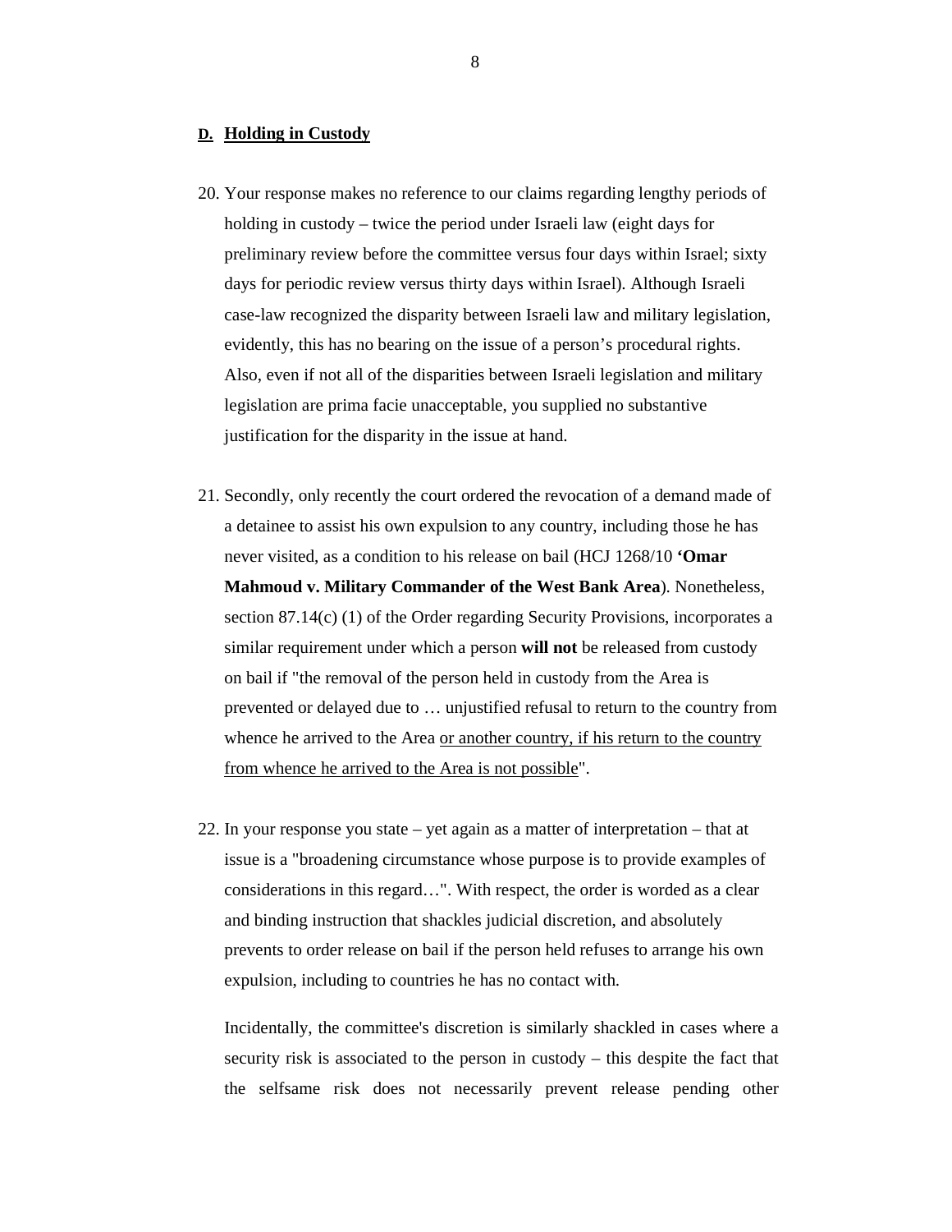## **D. Holding in Custody**

20. Your response makes no reference to our claims regarding lengthy periods of holding in custody – twice the period under Israeli law (eight days for preliminary review before the committee versus four days within Israel; sixty days for periodic review versus thirty days within Israel). Although Israeli case-law recognized the disparity between Israeli law and military legislation, evidently, this has no bearing on the issue of a person's procedural rights. Also, even if not all of the disparities between Israeli legislation and military legislation are prima facie unacceptable, you supplied no substantive justification for the disparity in the issue at hand.

21. Secondly, only recently the court ordered the revocation of a demand made of a detainee to assist his own expulsion to any country, including those he has never visited, as a condition to his release on bail (HCJ 1268/10 **'Omar Mahmoud v. Military Commander of the West Bank Area**). Nonetheless, section 87.14(c) (1) of the Order regarding Security Provisions, incorporates a similar requirement under which a person **will not** be released from custody on bail if "the removal of the person held in custody from the Area is prevented or delayed due to … unjustified refusal to return to the country from whence he arrived to the Area <u>or another country, if his return to the country from whence he arrived to the Area is not possible</u>".

22. In your response you state – yet again as a matter of interpretation – that at issue is a "broadening circumstance whose purpose is to provide examples of considerations in this regard…". With respect, the order is worded as a clear and binding instruction that shackles judicial discretion, and absolutely prevents to order release on bail if the person held refuses to arrange his own expulsion, including to countries he has no contact with.

    Incidentally, the committee's discretion is similarly shackled in cases where a security risk is associated to the person in custody – this despite the fact that the selfsame risk does not necessarily prevent release pending other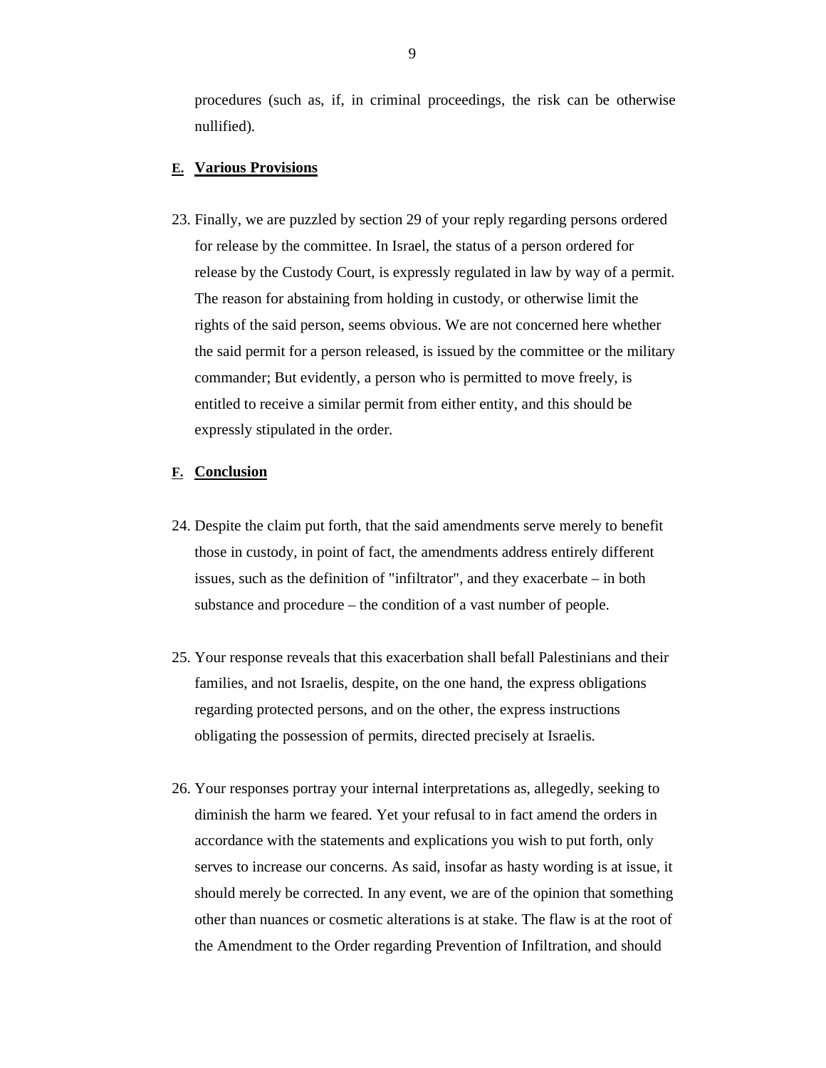procedures (such as, if, in criminal proceedings, the risk can be otherwise nullified).

## E. Various Provisions

23. Finally, we are puzzled by section 29 of your reply regarding persons ordered for release by the committee. In Israel, the status of a person ordered for release by the Custody Court, is expressly regulated in law by way of a permit. The reason for abstaining from holding in custody, or otherwise limit the rights of the said person, seems obvious. We are not concerned here whether the said permit for a person released, is issued by the committee or the military commander; But evidently, a person who is permitted to move freely, is entitled to receive a similar permit from either entity, and this should be expressly stipulated in the order.

## F. Conclusion

24. Despite the claim put forth, that the said amendments serve merely to benefit those in custody, in point of fact, the amendments address entirely different issues, such as the definition of "infiltrator", and they exacerbate – in both substance and procedure – the condition of a vast number of people.

25. Your response reveals that this exacerbation shall befall Palestinians and their families, and not Israelis, despite, on the one hand, the express obligations regarding protected persons, and on the other, the express instructions obligating the possession of permits, directed precisely at Israelis.

26. Your responses portray your internal interpretations as, allegedly, seeking to diminish the harm we feared. Yet your refusal to in fact amend the orders in accordance with the statements and explications you wish to put forth, only serves to increase our concerns. As said, insofar as hasty wording is at issue, it should merely be corrected. In any event, we are of the opinion that something other than nuances or cosmetic alterations is at stake. The flaw is at the root of the Amendment to the Order regarding Prevention of Infiltration, and should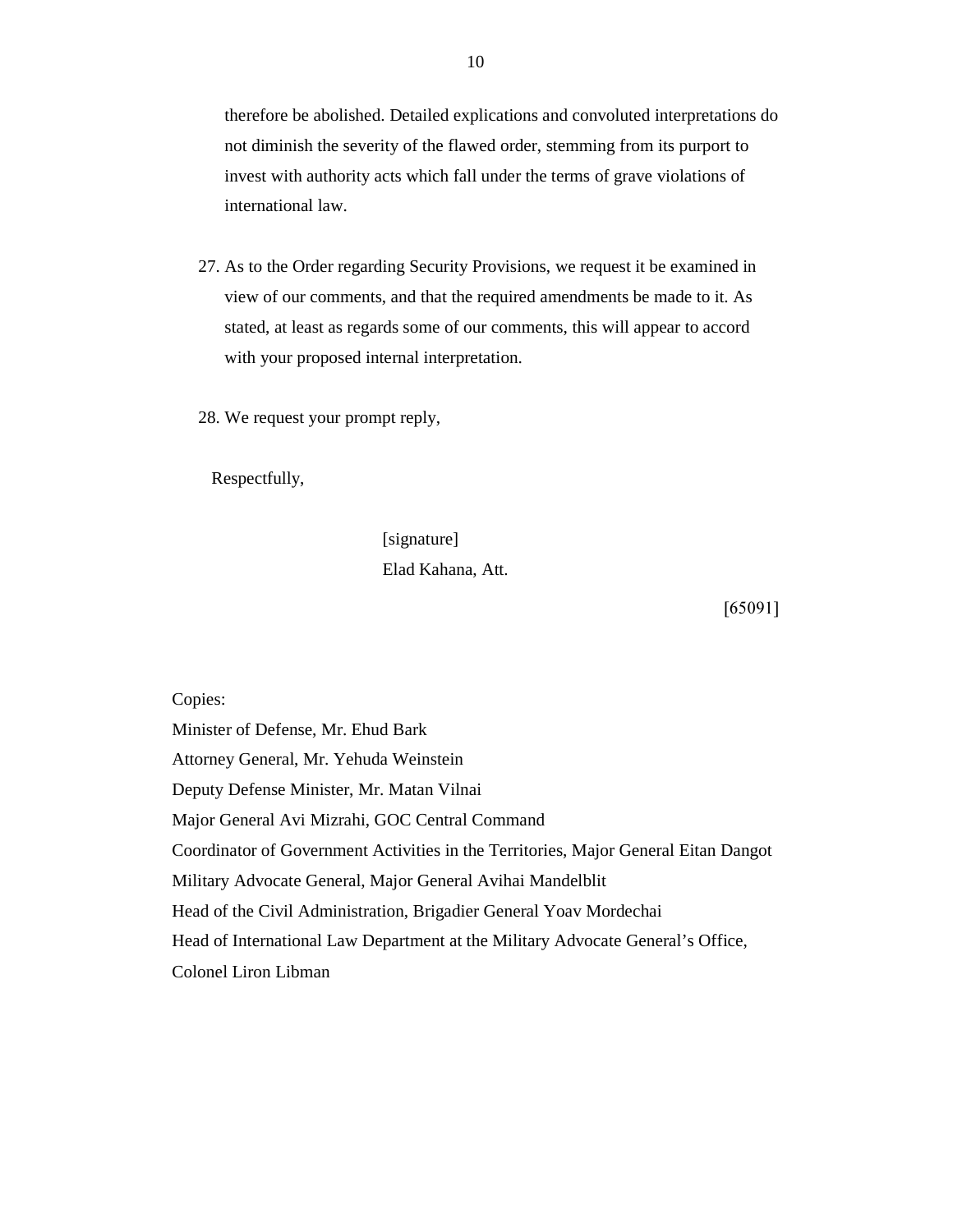therefore be abolished. Detailed explications and convoluted interpretations do not diminish the severity of the flawed order, stemming from its purport to invest with authority acts which fall under the terms of grave violations of international law.

27. As to the Order regarding Security Provisions, we request it be examined in view of our comments, and that the required amendments be made to it. As stated, at least as regards some of our comments, this will appear to accord with your proposed internal interpretation.

28. We request your prompt reply,

Respectfully,

[signature]
Elad Kahana, Att.

[65091]

Copies:
Minister of Defense, Mr. Ehud Bark
Attorney General, Mr. Yehuda Weinstein
Deputy Defense Minister, Mr. Matan Vilnai
Major General Avi Mizrahi, GOC Central Command
Coordinator of Government Activities in the Territories, Major General Eitan Dangot
Military Advocate General, Major General Avihai Mandelblit
Head of the Civil Administration, Brigadier General Yoav Mordechai
Head of International Law Department at the Military Advocate General's Office, Colonel Liron Libman